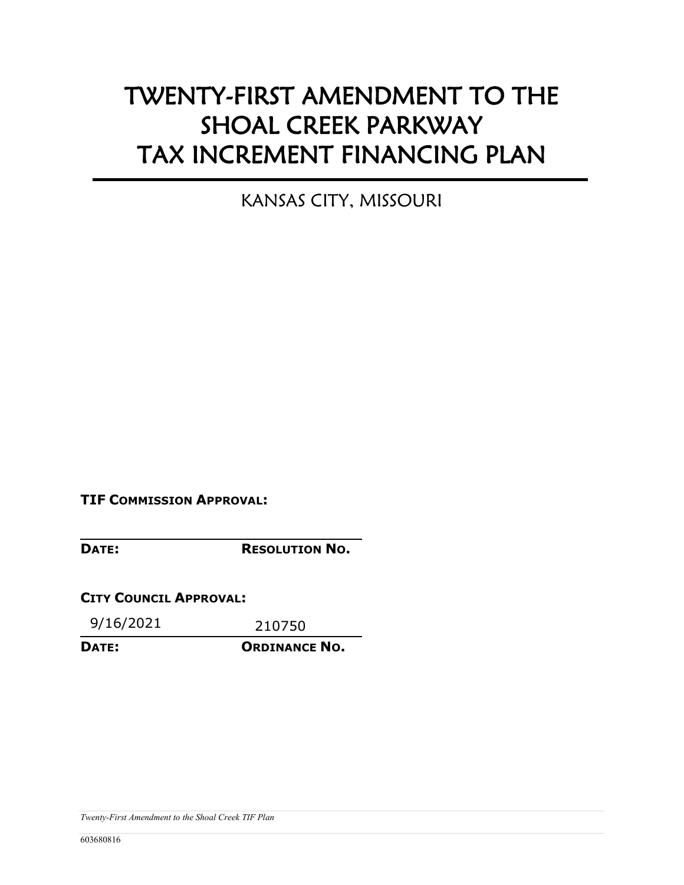# TWENTY-FIRST AMENDMENT TO THE SHOAL CREEK PARKWAY TAX INCREMENT FINANCING PLAN

KANSAS CITY, MISSOURI

**TIF COMMISSION APPROVAL:**

| | |
|---|---|
| **DATE:** | **RESOLUTION NO.** |

**CITY COUNCIL APPROVAL:**

| | |
|---|---|
| 9/16/2021 | 210750 |
| **DATE:** | **ORDINANCE NO.** |

*Twenty-First Amendment to the Shoal Creek TIF Plan*

603680816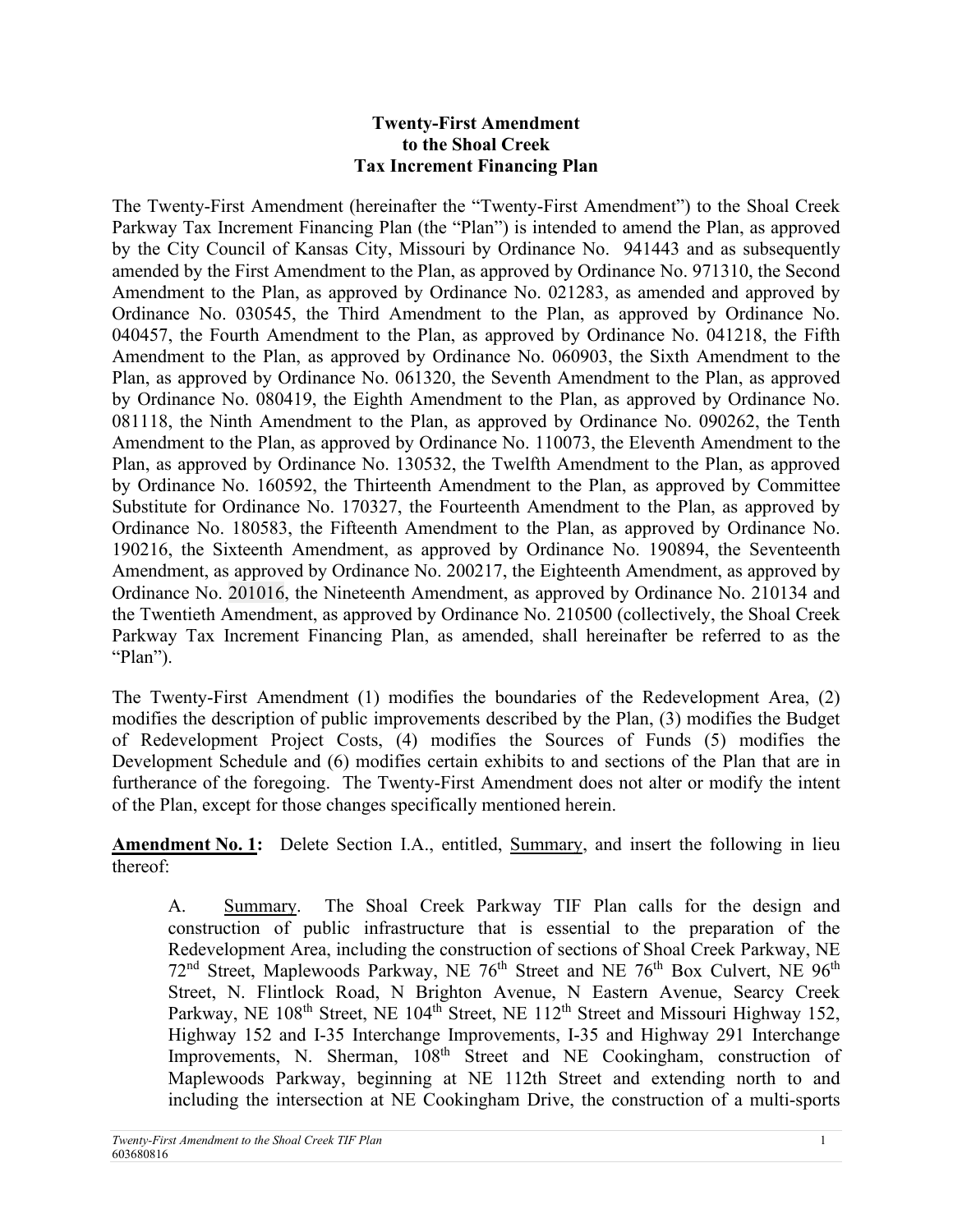**Twenty-First Amendment to the Shoal Creek Tax Increment Financing Plan**

The Twenty-First Amendment (hereinafter the "Twenty-First Amendment") to the Shoal Creek Parkway Tax Increment Financing Plan (the "Plan") is intended to amend the Plan, as approved by the City Council of Kansas City, Missouri by Ordinance No. 941443 and as subsequently amended by the First Amendment to the Plan, as approved by Ordinance No. 971310, the Second Amendment to the Plan, as approved by Ordinance No. 021283, as amended and approved by Ordinance No. 030545, the Third Amendment to the Plan, as approved by Ordinance No. 040457, the Fourth Amendment to the Plan, as approved by Ordinance No. 041218, the Fifth Amendment to the Plan, as approved by Ordinance No. 060903, the Sixth Amendment to the Plan, as approved by Ordinance No. 061320, the Seventh Amendment to the Plan, as approved by Ordinance No. 080419, the Eighth Amendment to the Plan, as approved by Ordinance No. 081118, the Ninth Amendment to the Plan, as approved by Ordinance No. 090262, the Tenth Amendment to the Plan, as approved by Ordinance No. 110073, the Eleventh Amendment to the Plan, as approved by Ordinance No. 130532, the Twelfth Amendment to the Plan, as approved by Ordinance No. 160592, the Thirteenth Amendment to the Plan, as approved by Committee Substitute for Ordinance No. 170327, the Fourteenth Amendment to the Plan, as approved by Ordinance No. 180583, the Fifteenth Amendment to the Plan, as approved by Ordinance No. 190216, the Sixteenth Amendment, as approved by Ordinance No. 190894, the Seventeenth Amendment, as approved by Ordinance No. 200217, the Eighteenth Amendment, as approved by Ordinance No. 201016, the Nineteenth Amendment, as approved by Ordinance No. 210134 and the Twentieth Amendment, as approved by Ordinance No. 210500 (collectively, the Shoal Creek Parkway Tax Increment Financing Plan, as amended, shall hereinafter be referred to as the "Plan").

The Twenty-First Amendment (1) modifies the boundaries of the Redevelopment Area, (2) modifies the description of public improvements described by the Plan, (3) modifies the Budget of Redevelopment Project Costs, (4) modifies the Sources of Funds (5) modifies the Development Schedule and (6) modifies certain exhibits to and sections of the Plan that are in furtherance of the foregoing. The Twenty-First Amendment does not alter or modify the intent of the Plan, except for those changes specifically mentioned herein.

**Amendment No. 1:** Delete Section I.A., entitled, Summary, and insert the following in lieu thereof:

> A. Summary. The Shoal Creek Parkway TIF Plan calls for the design and construction of public infrastructure that is essential to the preparation of the Redevelopment Area, including the construction of sections of Shoal Creek Parkway, NE 72nd Street, Maplewoods Parkway, NE 76th Street and NE 76th Box Culvert, NE 96th Street, N. Flintlock Road, N Brighton Avenue, N Eastern Avenue, Searcy Creek Parkway, NE 108th Street, NE 104th Street, NE 112th Street and Missouri Highway 152, Highway 152 and I-35 Interchange Improvements, I-35 and Highway 291 Interchange Improvements, N. Sherman, 108th Street and NE Cookingham, construction of Maplewoods Parkway, beginning at NE 112th Street and extending north to and including the intersection at NE Cookingham Drive, the construction of a multi-sports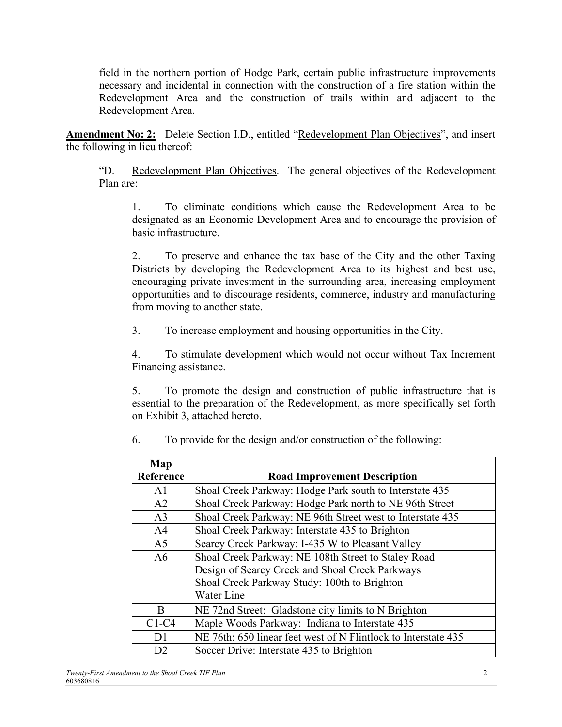field in the northern portion of Hodge Park, certain public infrastructure improvements necessary and incidental in connection with the construction of a fire station within the Redevelopment Area and the construction of trails within and adjacent to the Redevelopment Area.

**Amendment No: 2:** Delete Section I.D., entitled "Redevelopment Plan Objectives", and insert the following in lieu thereof:

"D. Redevelopment Plan Objectives. The general objectives of the Redevelopment Plan are:

1. To eliminate conditions which cause the Redevelopment Area to be designated as an Economic Development Area and to encourage the provision of basic infrastructure.

2. To preserve and enhance the tax base of the City and the other Taxing Districts by developing the Redevelopment Area to its highest and best use, encouraging private investment in the surrounding area, increasing employment opportunities and to discourage residents, commerce, industry and manufacturing from moving to another state.

3. To increase employment and housing opportunities in the City.

4. To stimulate development which would not occur without Tax Increment Financing assistance.

5. To promote the design and construction of public infrastructure that is essential to the preparation of the Redevelopment, as more specifically set forth on Exhibit 3, attached hereto.

6. To provide for the design and/or construction of the following:

| Map Reference | Road Improvement Description |
|---|---|
| A1 | Shoal Creek Parkway: Hodge Park south to Interstate 435 |
| A2 | Shoal Creek Parkway: Hodge Park north to NE 96th Street |
| A3 | Shoal Creek Parkway: NE 96th Street west to Interstate 435 |
| A4 | Shoal Creek Parkway: Interstate 435 to Brighton |
| A5 | Searcy Creek Parkway: I-435 W to Pleasant Valley |
| A6 | Shoal Creek Parkway: NE 108th Street to Staley Road<br>Design of Searcy Creek and Shoal Creek Parkways<br>Shoal Creek Parkway Study: 100th to Brighton<br>Water Line |
| B | NE 72nd Street: Gladstone city limits to N Brighton |
| C1-C4 | Maple Woods Parkway: Indiana to Interstate 435 |
| D1 | NE 76th: 650 linear feet west of N Flintlock to Interstate 435 |
| D2 | Soccer Drive: Interstate 435 to Brighton |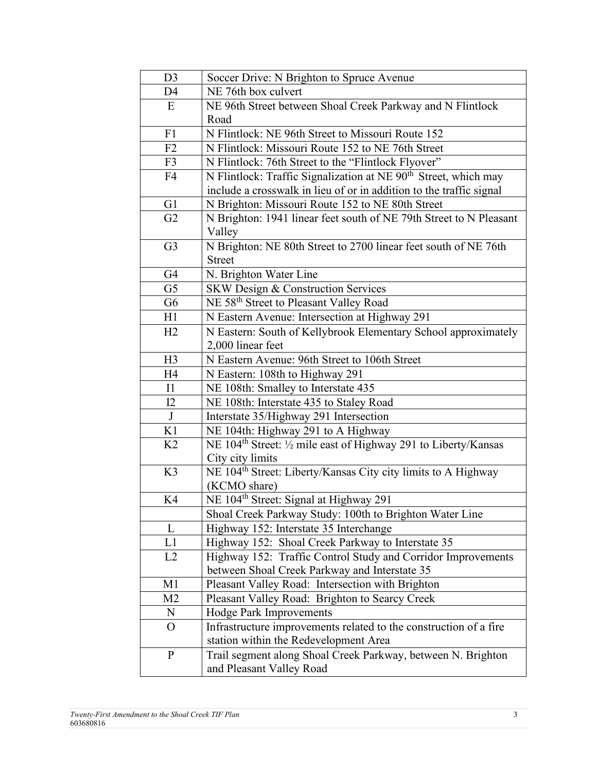| D3 | Soccer Drive: N Brighton to Spruce Avenue |
|---|---|
| D4 | NE 76th box culvert |
| E | NE 96th Street between Shoal Creek Parkway and N Flintlock Road |
| F1 | N Flintlock: NE 96th Street to Missouri Route 152 |
| F2 | N Flintlock: Missouri Route 152 to NE 76th Street |
| F3 | N Flintlock: 76th Street to the "Flintlock Flyover" |
| F4 | N Flintlock: Traffic Signalization at NE 90th Street, which may include a crosswalk in lieu of or in addition to the traffic signal |
| G1 | N Brighton: Missouri Route 152 to NE 80th Street |
| G2 | N Brighton: 1941 linear feet south of NE 79th Street to N Pleasant Valley |
| G3 | N Brighton: NE 80th Street to 2700 linear feet south of NE 76th Street |
| G4 | N. Brighton Water Line |
| G5 | SKW Design & Construction Services |
| G6 | NE 58th Street to Pleasant Valley Road |
| H1 | N Eastern Avenue: Intersection at Highway 291 |
| H2 | N Eastern: South of Kellybrook Elementary School approximately 2,000 linear feet |
| H3 | N Eastern Avenue: 96th Street to 106th Street |
| H4 | N Eastern: 108th to Highway 291 |
| I1 | NE 108th: Smalley to Interstate 435 |
| I2 | NE 108th: Interstate 435 to Staley Road |
| J | Interstate 35/Highway 291 Intersection |
| K1 | NE 104th: Highway 291 to A Highway |
| K2 | NE 104th Street: ½ mile east of Highway 291 to Liberty/Kansas City city limits |
| K3 | NE 104th Street: Liberty/Kansas City city limits to A Highway (KCMO share) |
| K4 | NE 104th Street: Signal at Highway 291 |
| | Shoal Creek Parkway Study: 100th to Brighton Water Line |
| L | Highway 152: Interstate 35 Interchange |
| L1 | Highway 152: Shoal Creek Parkway to Interstate 35 |
| L2 | Highway 152: Traffic Control Study and Corridor Improvements between Shoal Creek Parkway and Interstate 35 |
| M1 | Pleasant Valley Road: Intersection with Brighton |
| M2 | Pleasant Valley Road: Brighton to Searcy Creek |
| N | Hodge Park Improvements |
| O | Infrastructure improvements related to the construction of a fire station within the Redevelopment Area |
| P | Trail segment along Shoal Creek Parkway, between N. Brighton and Pleasant Valley Road |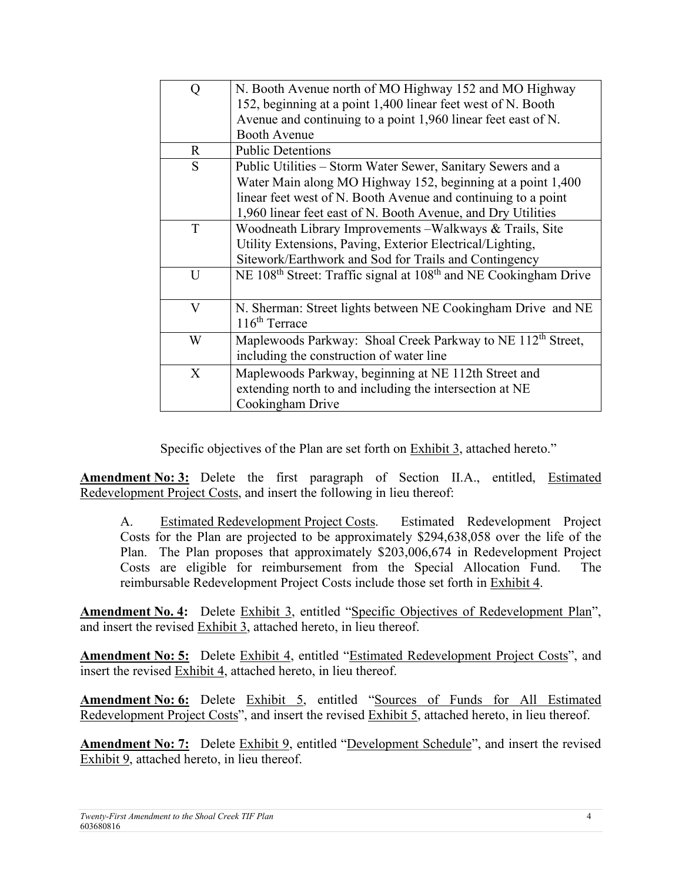| | |
|---|---|
| Q | N. Booth Avenue north of MO Highway 152 and MO Highway 152, beginning at a point 1,400 linear feet west of N. Booth Avenue and continuing to a point 1,960 linear feet east of N. Booth Avenue |
| R | Public Detentions |
| S | Public Utilities – Storm Water Sewer, Sanitary Sewers and a Water Main along MO Highway 152, beginning at a point 1,400 linear feet west of N. Booth Avenue and continuing to a point 1,960 linear feet east of N. Booth Avenue, and Dry Utilities |
| T | Woodneath Library Improvements –Walkways & Trails, Site Utility Extensions, Paving, Exterior Electrical/Lighting, Sitework/Earthwork and Sod for Trails and Contingency |
| U | NE 108th Street: Traffic signal at 108th and NE Cookingham Drive |
| V | N. Sherman: Street lights between NE Cookingham Drive and NE 116th Terrace |
| W | Maplewoods Parkway: Shoal Creek Parkway to NE 112th Street, including the construction of water line |
| X | Maplewoods Parkway, beginning at NE 112th Street and extending north to and including the intersection at NE Cookingham Drive |

Specific objectives of the Plan are set forth on Exhibit 3, attached hereto."

**Amendment No: 3:** Delete the first paragraph of Section II.A., entitled, Estimated Redevelopment Project Costs, and insert the following in lieu thereof:

A. Estimated Redevelopment Project Costs. Estimated Redevelopment Project Costs for the Plan are projected to be approximately $294,638,058 over the life of the Plan. The Plan proposes that approximately $203,006,674 in Redevelopment Project Costs are eligible for reimbursement from the Special Allocation Fund. The reimbursable Redevelopment Project Costs include those set forth in Exhibit 4.

**Amendment No. 4:** Delete Exhibit 3, entitled "Specific Objectives of Redevelopment Plan", and insert the revised Exhibit 3, attached hereto, in lieu thereof.

**Amendment No: 5:** Delete Exhibit 4, entitled "Estimated Redevelopment Project Costs", and insert the revised Exhibit 4, attached hereto, in lieu thereof.

**Amendment No: 6:** Delete Exhibit 5, entitled "Sources of Funds for All Estimated Redevelopment Project Costs", and insert the revised Exhibit 5, attached hereto, in lieu thereof.

**Amendment No: 7:** Delete Exhibit 9, entitled "Development Schedule", and insert the revised Exhibit 9, attached hereto, in lieu thereof.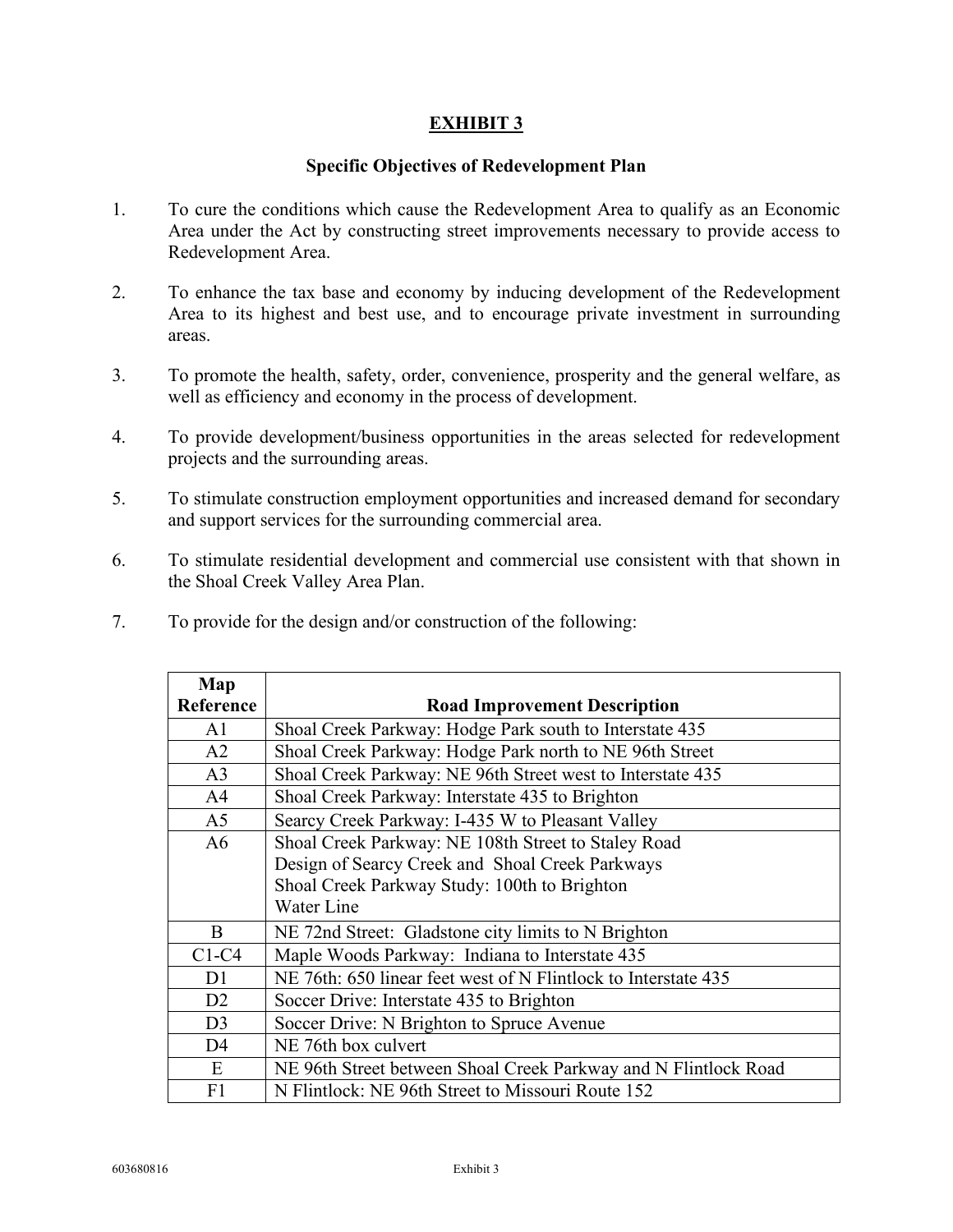# EXHIBIT 3

## Specific Objectives of Redevelopment Plan

1. To cure the conditions which cause the Redevelopment Area to qualify as an Economic Area under the Act by constructing street improvements necessary to provide access to Redevelopment Area.

2. To enhance the tax base and economy by inducing development of the Redevelopment Area to its highest and best use, and to encourage private investment in surrounding areas.

3. To promote the health, safety, order, convenience, prosperity and the general welfare, as well as efficiency and economy in the process of development.

4. To provide development/business opportunities in the areas selected for redevelopment projects and the surrounding areas.

5. To stimulate construction employment opportunities and increased demand for secondary and support services for the surrounding commercial area.

6. To stimulate residential development and commercial use consistent with that shown in the Shoal Creek Valley Area Plan.

7. To provide for the design and/or construction of the following:

| Map Reference | Road Improvement Description |
|---|---|
| A1 | Shoal Creek Parkway: Hodge Park south to Interstate 435 |
| A2 | Shoal Creek Parkway: Hodge Park north to NE 96th Street |
| A3 | Shoal Creek Parkway: NE 96th Street west to Interstate 435 |
| A4 | Shoal Creek Parkway: Interstate 435 to Brighton |
| A5 | Searcy Creek Parkway: I-435 W to Pleasant Valley |
| A6 | Shoal Creek Parkway: NE 108th Street to Staley Road<br>Design of Searcy Creek and Shoal Creek Parkways<br>Shoal Creek Parkway Study: 100th to Brighton<br>Water Line |
| B | NE 72nd Street: Gladstone city limits to N Brighton |
| C1-C4 | Maple Woods Parkway: Indiana to Interstate 435 |
| D1 | NE 76th: 650 linear feet west of N Flintlock to Interstate 435 |
| D2 | Soccer Drive: Interstate 435 to Brighton |
| D3 | Soccer Drive: N Brighton to Spruce Avenue |
| D4 | NE 76th box culvert |
| E | NE 96th Street between Shoal Creek Parkway and N Flintlock Road |
| F1 | N Flintlock: NE 96th Street to Missouri Route 152 |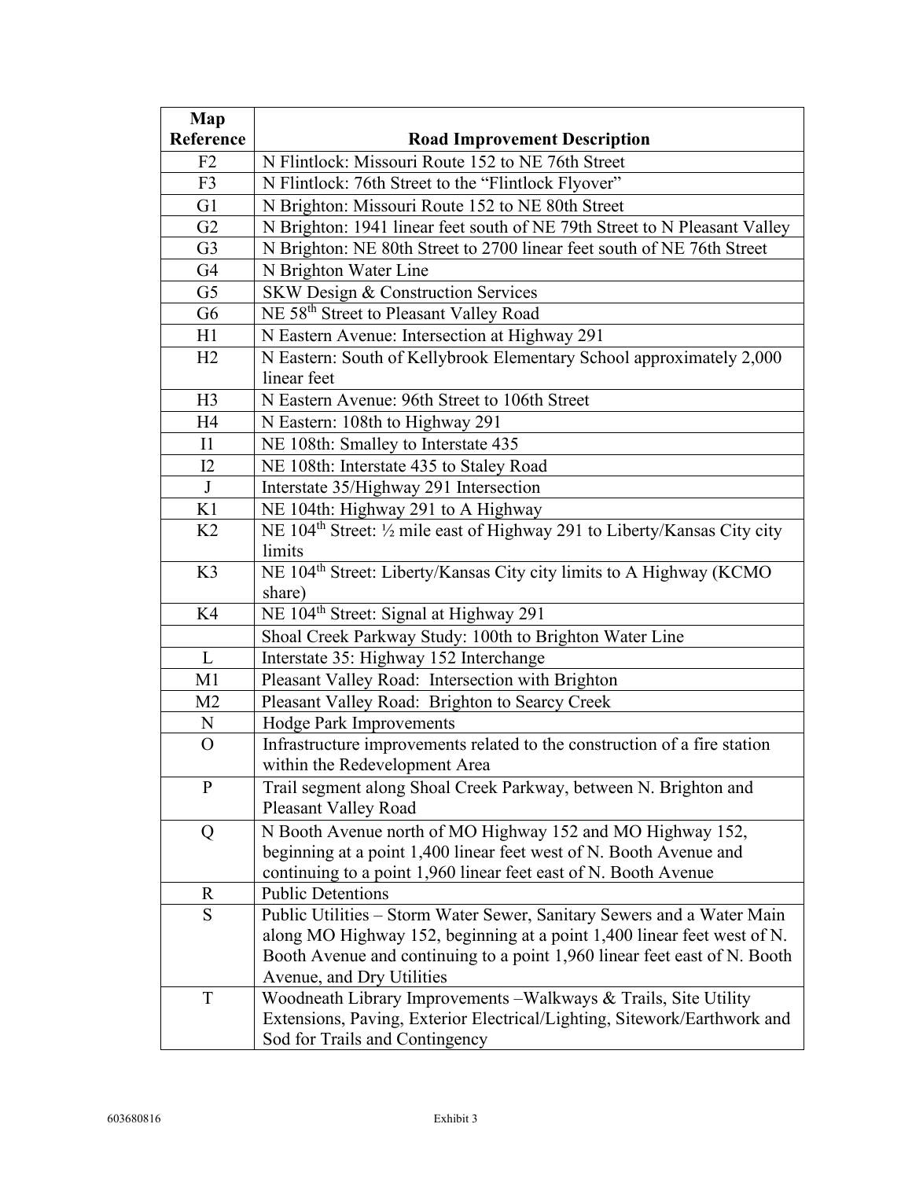| Map Reference | Road Improvement Description |
|---|---|
| F2 | N Flintlock: Missouri Route 152 to NE 76th Street |
| F3 | N Flintlock: 76th Street to the "Flintlock Flyover" |
| G1 | N Brighton: Missouri Route 152 to NE 80th Street |
| G2 | N Brighton: 1941 linear feet south of NE 79th Street to N Pleasant Valley |
| G3 | N Brighton: NE 80th Street to 2700 linear feet south of NE 76th Street |
| G4 | N Brighton Water Line |
| G5 | SKW Design & Construction Services |
| G6 | NE 58th Street to Pleasant Valley Road |
| H1 | N Eastern Avenue: Intersection at Highway 291 |
| H2 | N Eastern: South of Kellybrook Elementary School approximately 2,000 linear feet |
| H3 | N Eastern Avenue: 96th Street to 106th Street |
| H4 | N Eastern: 108th to Highway 291 |
| I1 | NE 108th: Smalley to Interstate 435 |
| I2 | NE 108th: Interstate 435 to Staley Road |
| J | Interstate 35/Highway 291 Intersection |
| K1 | NE 104th: Highway 291 to A Highway |
| K2 | NE 104th Street: ½ mile east of Highway 291 to Liberty/Kansas City city limits |
| K3 | NE 104th Street: Liberty/Kansas City city limits to A Highway (KCMO share) |
| K4 | NE 104th Street: Signal at Highway 291 |
| | Shoal Creek Parkway Study: 100th to Brighton Water Line |
| L | Interstate 35: Highway 152 Interchange |
| M1 | Pleasant Valley Road: Intersection with Brighton |
| M2 | Pleasant Valley Road: Brighton to Searcy Creek |
| N | Hodge Park Improvements |
| O | Infrastructure improvements related to the construction of a fire station within the Redevelopment Area |
| P | Trail segment along Shoal Creek Parkway, between N. Brighton and Pleasant Valley Road |
| Q | N Booth Avenue north of MO Highway 152 and MO Highway 152, beginning at a point 1,400 linear feet west of N. Booth Avenue and continuing to a point 1,960 linear feet east of N. Booth Avenue |
| R | Public Detentions |
| S | Public Utilities – Storm Water Sewer, Sanitary Sewers and a Water Main along MO Highway 152, beginning at a point 1,400 linear feet west of N. Booth Avenue and continuing to a point 1,960 linear feet east of N. Booth Avenue, and Dry Utilities |
| T | Woodneath Library Improvements –Walkways & Trails, Site Utility Extensions, Paving, Exterior Electrical/Lighting, Sitework/Earthwork and Sod for Trails and Contingency |

603680816 Exhibit 3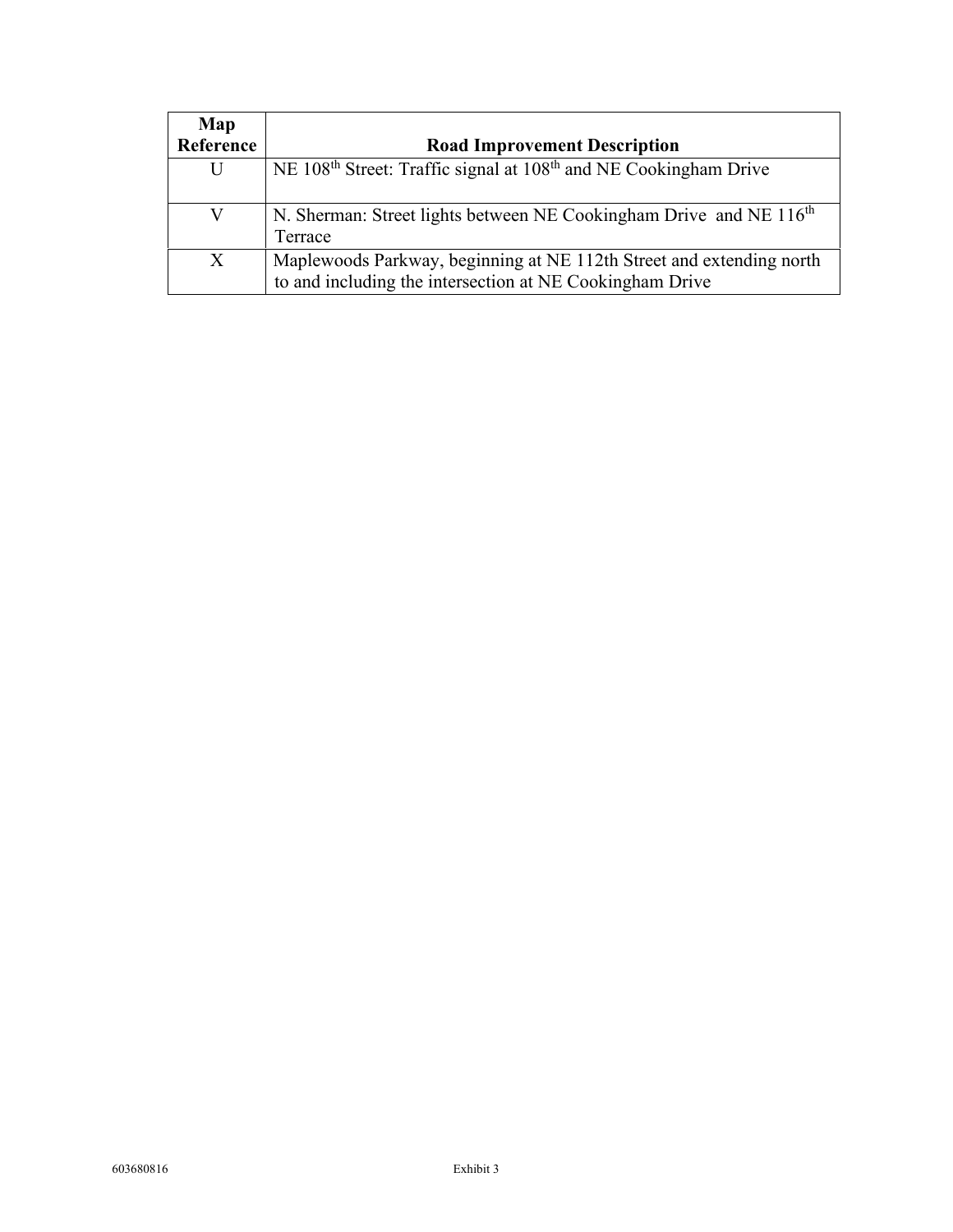| Map Reference | Road Improvement Description |
|---|---|
| U | NE 108th Street: Traffic signal at 108th and NE Cookingham Drive |
| V | N. Sherman: Street lights between NE Cookingham Drive and NE 116th Terrace |
| X | Maplewoods Parkway, beginning at NE 112th Street and extending north to and including the intersection at NE Cookingham Drive |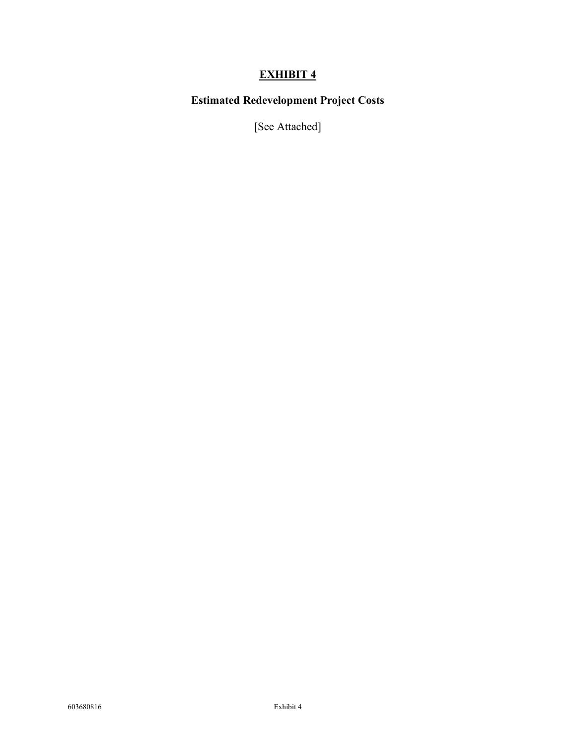# EXHIBIT 4

## Estimated Redevelopment Project Costs

[See Attached]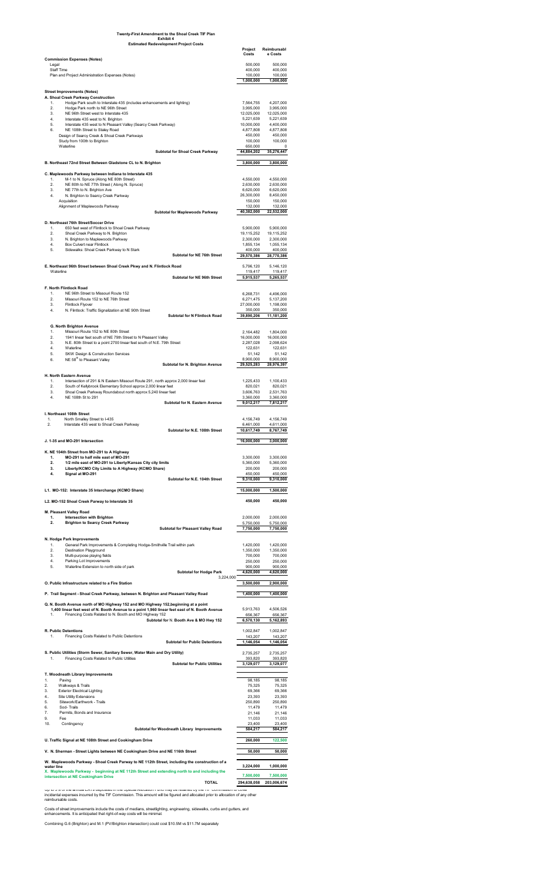**Twenty-First Amendment to the Shoal Creek TIF Plan**
**Exhibit 4**
**Estimated Redevelopment Project Costs**

| | Project Costs | Reimbursable Costs |
|---|---|---|
| **Commission Expenses (Notes)** | | |
| Legal | 500,000 | 500,000 |
| Staff Time | 400,000 | 400,000 |
| Plan and Project Administration Expenses (Notes) | 100,000 | 100,000 |
| | 1,000,000 | 1,000,000 |
| **Street Improvements (Notes)** | | |
| **A. Shoal Creek Parkway Construction** | | |
| 1. Hodge Park south to Interstate 435 (includes enhancements and lighting) | 7,564,755 | 4,207,000 |
| 2. Hodge Park north to NE 96th Street | 3,995,000 | 3,995,000 |
| 3. NE 96th Street west to Interstate 435 | 12,025,000 | 12,025,000 |
| 4. Interstate 435 west to N. Brighton | 5,221,639 | 5,221,639 |
| 5. Interstate 435 west to N Pleasant Valley (Searcy Creek Parkway) | 10,000,000 | 4,400,000 |
| 6. NE 108th Street to Staley Road | 4,877,808 | 4,877,808 |
| Design of Searcy Creek & Shoal Creek Parkways | 450,000 | 450,000 |
| Study from 100th to Brighton | 100,000 | 100,000 |
| Waterline | 650,000 | 0 |
| **Subtotal for Shoal Creek Parkway** | 44,884,202 | 35,276,447 |
| **B. Northeast 72nd Street Between Gladstone CL to N. Brighton** | 3,800,000 | 3,800,000 |
| **C. Maplewoods Parkway between Indiana to Interstate 435** | | |
| 1. M-1 to N. Spruce (Along NE 80th Street) | 4,550,000 | 4,550,000 |
| 2. NE 80th to NE 77th Street ( Along N. Spruce) | 2,630,000 | 2,630,000 |
| 3. NE 77th to N. Brighton Ave | 6,620,000 | 6,620,000 |
| 4. N. Brighton to Searcy Creek Parkway | 26,300,000 | 8,450,000 |
| Acquisition | 150,000 | 150,000 |
| Alignment of Maplewoods Parkway | 132,000 | 132,000 |
| **Subtotal for Maplewoods Parkway** | 40,382,000 | 22,532,000 |
| **D. Northeast 76th Street/Soccer Drive** | | |
| 1. 650 feet west of Flintlock to Shoal Creek Parkway | 5,900,000 | 5,900,000 |
| 2. Shoal Creek Parkway to N. Brighton | 19,115,252 | 19,115,252 |
| 3. N. Brighton to Maplewoods Parkway | 2,300,000 | 2,300,000 |
| 4. Box Culvert near Flintlock | 1,855,134 | 1,055,134 |
| 5. Sidewalks: Shoal Creek Parkway to N Stark | 400,000 | 400,000 |
| **Subtotal for NE 76th Street** | 29,570,386 | 28,770,386 |
| **E. Northeast 96th Street between Shoal Creek Pkwy and N. Flintlock Road** | 5,796,120 | 5,146,120 |
| Waterline | 119,417 | 119,417 |
| **Subtotal for NE 96th Street** | 5,915,537 | 5,265,537 |
| **F. North Flintlock Road** | | |
| 1. NE 96th Street to Missouri Route 152 | 6,268,731 | 4,496,000 |
| 2. Missouri Route 152 to NE 76th Street | 6,271,475 | 5,137,200 |
| 3. Flintlock Flyover | 27,000,000 | 1,198,000 |
| 4. N. Flintlock: Traffic Signalization at NE 90th Street | 350,000 | 350,000 |
| **Subtotal for N Flintlock Road** | 39,890,206 | 11,181,200 |
| **G. North Brighton Avenue** | | |
| 1. Missouri Route 152 to NE 80th Street | 2,164,482 | 1,804,000 |
| 2. 1941 linear feet south of NE 79th Street to N Pleasant Valley | 16,000,000 | 16,000,000 |
| 3. N.E. 80th Street to a point 2700 linear feet south of N.E. 79th Street | 2,287,028 | 2,098,624 |
| 4. Waterline | 122,631 | 122,631 |
| 5. SKW Design & Construction Services | 51,142 | 51,142 |
| 6. NE 58[th] to Pleasant Valley | 8,900,000 | 8,900,000 |
| **Subtotal for N. Brighton Avenue** | 29,525,283 | 28,976,397 |
| **H. North Eastern Avenue** | | |
| 1. Intersection of 291 & N Eastern Missouri Route 291, north approx 2,000 linear feet | 1,225,433 | 1,100,433 |
| 2. South of Kellybrook Elementary School approx 2,000 linear feet | 820,021 | 820,021 |
| 3. Shoal Creek Parkway Roundabout north approx 5,240 linear feet | 3,606,763 | 2,531,763 |
| 4. NE 108th St to 291 | 3,360,000 | 3,360,000 |
| **Subtotal for N. Eastern Avenue** | 9,012,217 | 7,812,217 |
| **I. Northeast 108th Street** | | |
| 1. North Smalley Street to I-435 | 4,156,749 | 4,156,749 |
| 2. Interstate 435 west to Shoal Creek Parkway | 6,461,000 | 4,611,000 |
| **Subtotal for N.E. 108th Street** | 10,617,749 | 8,767,749 |
| **J. 1-35 and MO-291 Intersection** | 16,000,000 | 3,000,000 |
| **K. NE 104th Street from MO-291 to A Highway** | | |
| **1. MO-291 to half mile east of MO-291** | 3,300,000 | 3,300,000 |
| **2. 1/2 mile east of MO-291 to Liberty/Kansas City city limits** | 5,360,000 | 5,360,000 |
| **3. Liberty/KCMO City Limits to A Highway (KCMO Share)** | 200,000 | 200,000 |
| **4. Signal at MO-291** | 450,000 | 450,000 |
| **Subtotal for N.E. 104th Street** | 9,310,000 | 9,310,000 |
| **L1. MO-152: Interstate 35 Interchange (KCMO Share)** | 15,000,000 | 1,500,000 |
| **L2. MO-152 Shoal Creek Parway to Interstate 35** | 450,000 | 450,000 |
| **M. Pleasant Valley Road** | | |
| **1. Intersection with Brighton** | 2,000,000 | 2,000,000 |
| **2. Brighton to Searcy Creek Parkway** | 5,750,000 | 5,750,000 |
| **Subtotal for Pleasant Valley Road** | 7,750,000 | 7,750,000 |
| **N. Hodge Park Improvements** | | |
| 1. General Park Improvements & Completing Hodge-Smithville Trail within park | 1,420,000 | 1,420,000 |
| 2. Destination Playground | 1,350,000 | 1,350,000 |
| 3. Multi-purpose playing fields | 700,000 | 700,000 |
| 4. Parking Lot Improvements | 250,000 | 250,000 |
| 5. Waterline Extension to north side of park | 900,000 | 900,000 |
| **Subtotal for Hodge Park** | 4,620,000 | 4,620,000 |
| | 3,224,000 | |
| **O. Public Infrastructure related to a Fire Station** | 3,500,000 | 2,900,000 |
| **P. Trail Segment - Shoal Creek Parkway, between N. Brighton and Pleasant Valley Road** | 1,400,000 | 1,400,000 |
| **Q. N. Booth Avenue north of MO Highway 152 and MO Highway 152,beginning at a point 1,400 linear feet west of N. Booth Avenue to a point 1,960 linear feet east of N. Booth Avenue** | 5,913,763 | 4,506,526 |
| 1. Financing Costs Related to N. Booth and MO Highway 152 | 656,367 | 656,367 |
| **Subtotal fo N. Booth Ave & MO Hwy 152** | 6,570,130 | 5,162,893 |
| **R. Public Detentions** | 1,002,847 | 1,002,847 |
| 1. Financing Costs Related to Public Detentions | 143,207 | 143,207 |
| **Subtotal for Public Detentions** | 1,146,054 | 1,146,054 |
| **S. Public Utilities (Storm Sewer, Sanitary Sewer, Water Main and Dry Utility)** | 2,735,257 | 2,735,257 |
| 1. Financing Costs Related to Public Utilities | 393,820 | 393,820 |
| **Subtotal for Public Utilities** | 3,129,077 | 3,129,077 |
| **T. Woodneath Library Improvements** | | |
| 1. Paving | 98,185 | 98,185 |
| 2. Walkways & Trails | 75,325 | 75,325 |
| 3. Exterior Electrical Lighting | 69,366 | 69,366 |
| 4.. Site Utility Extensions | 23,393 | 23,393 |
| 5. Sitework/Earthwork - Trails | 250,890 | 250,890 |
| 6. Sod- Trails | 11,479 | 11,479 |
| 7. Permits, Bonds and Insurance | 21,146 | 21,146 |
| 9. Fee | 11,033 | 11,033 |
| 10. Contingency | 23,400 | 23,400 |
| **Subtotal for Woodneath Library Improvements** | 584,217 | 584,217 |
| **U. Traffic Signal at NE 108th Street and Cookingham Drive** | 260,000 | 122,500 |
| **V. N. Sherman - Street Lights between NE Cookingham Drive and NE 116th Street** | 50,000 | 50,000 |
| **W. Maplewoods Parkway - Shoal Creek Parway to NE 112th Street, including the construction of a water line** | 3,224,000 | 1,000,000 |
| **X. Maplewoods Parkway - beginning at NE 112th Street and extending north to and including the intersection at NE Cookingham Drive** | 7,500,000 | 7,500,000 |
| **TOTAL** | 294,638,058 | 203,006,674 |

Up to 5% of the annual EATs deposited in the Special Allocation Fund and may be retained by the TIF Commission to cover incidental expenses incurred by the TIF Commission. This amount will be figured and allocated prior to allocation of any other reimbursable costs.

Costs of street improvements include the costs of medians, streetlighting, engineering, sidewalks, curbs and gutters, and enhancements. It is anticipated that right-of-way costs will be minimal.

Combining G.6 (Brighton) and M.1 (PV/Brighton intersection) could cost $10.5M vs $11.7M separately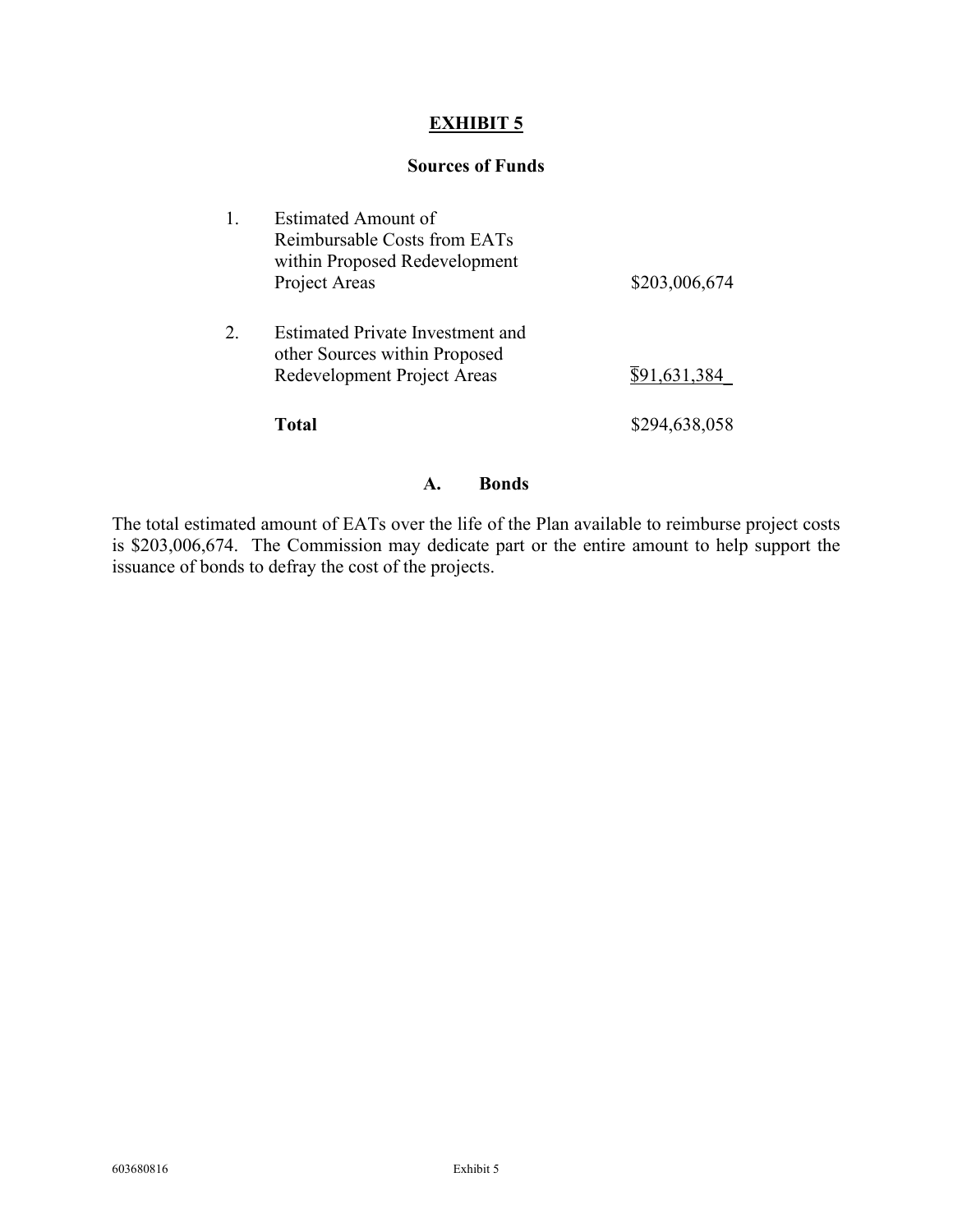# EXHIBIT 5

## Sources of Funds

| | | |
|---|---|---|
| 1. | Estimated Amount of Reimbursable Costs from EATs within Proposed Redevelopment Project Areas | $203,006,674 |
| 2. | Estimated Private Investment and other Sources within Proposed Redevelopment Project Areas | $91,631,384 |
| | **Total** | $294,638,058 |

### A. Bonds

The total estimated amount of EATs over the life of the Plan available to reimburse project costs is $203,006,674. The Commission may dedicate part or the entire amount to help support the issuance of bonds to defray the cost of the projects.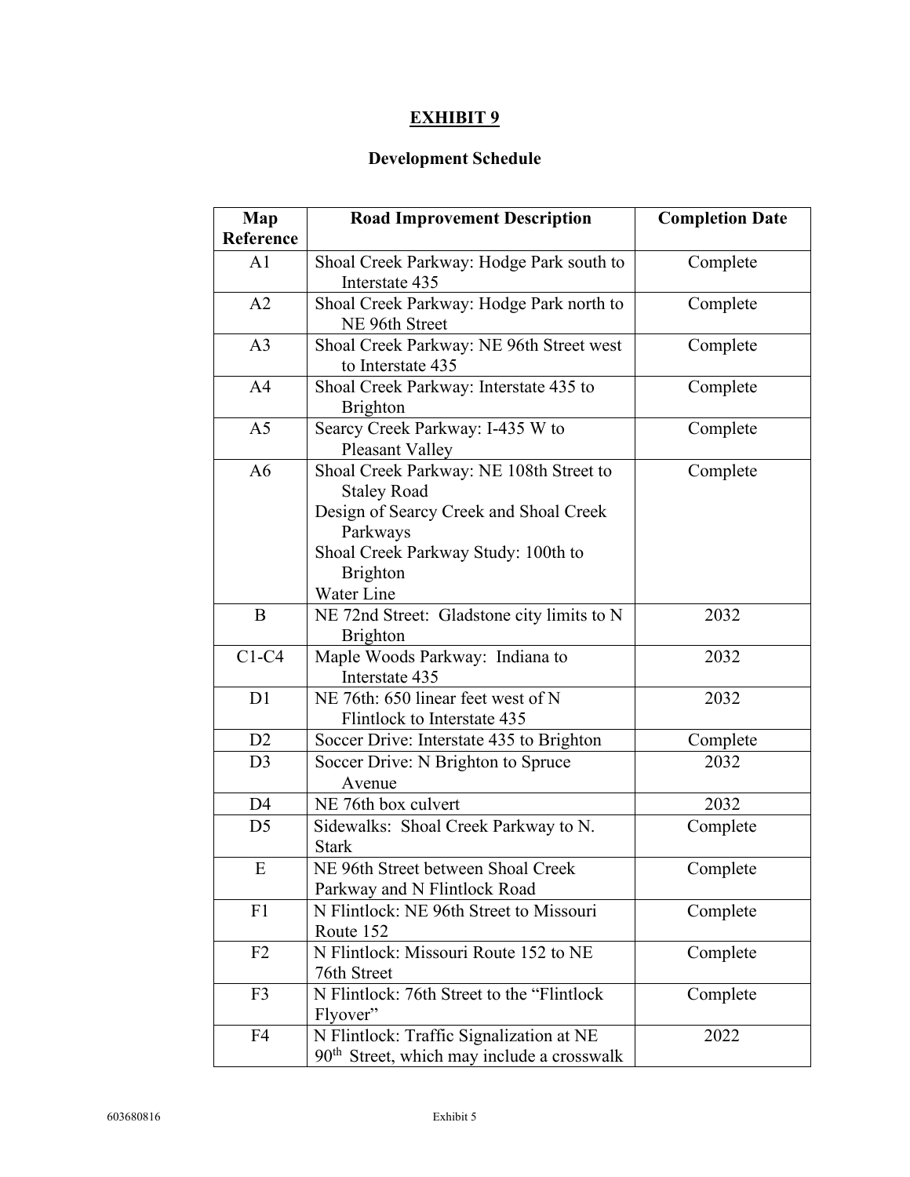## EXHIBIT 9

### Development Schedule

| Map Reference | Road Improvement Description | Completion Date |
|---|---|---|
| A1 | Shoal Creek Parkway: Hodge Park south to Interstate 435 | Complete |
| A2 | Shoal Creek Parkway: Hodge Park north to NE 96th Street | Complete |
| A3 | Shoal Creek Parkway: NE 96th Street west to Interstate 435 | Complete |
| A4 | Shoal Creek Parkway: Interstate 435 to Brighton | Complete |
| A5 | Searcy Creek Parkway: I-435 W to Pleasant Valley | Complete |
| A6 | Shoal Creek Parkway: NE 108th Street to Staley Road<br>Design of Searcy Creek and Shoal Creek Parkways<br>Shoal Creek Parkway Study: 100th to Brighton<br>Water Line | Complete |
| B | NE 72nd Street: Gladstone city limits to N Brighton | 2032 |
| C1-C4 | Maple Woods Parkway: Indiana to Interstate 435 | 2032 |
| D1 | NE 76th: 650 linear feet west of N Flintlock to Interstate 435 | 2032 |
| D2 | Soccer Drive: Interstate 435 to Brighton | Complete |
| D3 | Soccer Drive: N Brighton to Spruce Avenue | 2032 |
| D4 | NE 76th box culvert | 2032 |
| D5 | Sidewalks: Shoal Creek Parkway to N. Stark | Complete |
| E | NE 96th Street between Shoal Creek Parkway and N Flintlock Road | Complete |
| F1 | N Flintlock: NE 96th Street to Missouri Route 152 | Complete |
| F2 | N Flintlock: Missouri Route 152 to NE 76th Street | Complete |
| F3 | N Flintlock: 76th Street to the "Flintlock Flyover" | Complete |
| F4 | N Flintlock: Traffic Signalization at NE 90th Street, which may include a crosswalk | 2022 |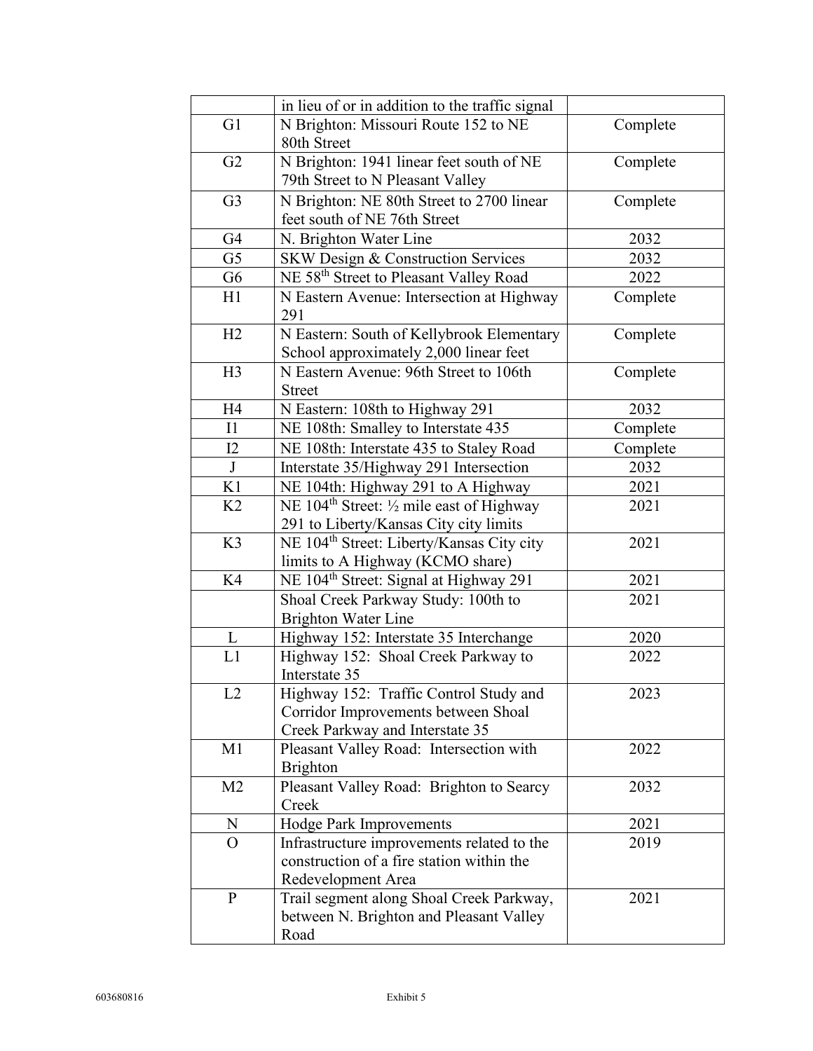| | in lieu of or in addition to the traffic signal | |
|---|---|---|
| G1 | N Brighton: Missouri Route 152 to NE 80th Street | Complete |
| G2 | N Brighton: 1941 linear feet south of NE 79th Street to N Pleasant Valley | Complete |
| G3 | N Brighton: NE 80th Street to 2700 linear feet south of NE 76th Street | Complete |
| G4 | N. Brighton Water Line | 2032 |
| G5 | SKW Design & Construction Services | 2032 |
| G6 | NE 58th Street to Pleasant Valley Road | 2022 |
| H1 | N Eastern Avenue: Intersection at Highway 291 | Complete |
| H2 | N Eastern: South of Kellybrook Elementary School approximately 2,000 linear feet | Complete |
| H3 | N Eastern Avenue: 96th Street to 106th Street | Complete |
| H4 | N Eastern: 108th to Highway 291 | 2032 |
| I1 | NE 108th: Smalley to Interstate 435 | Complete |
| I2 | NE 108th: Interstate 435 to Staley Road | Complete |
| J | Interstate 35/Highway 291 Intersection | 2032 |
| K1 | NE 104th: Highway 291 to A Highway | 2021 |
| K2 | NE 104th Street: ½ mile east of Highway 291 to Liberty/Kansas City city limits | 2021 |
| K3 | NE 104th Street: Liberty/Kansas City city limits to A Highway (KCMO share) | 2021 |
| K4 | NE 104th Street: Signal at Highway 291 | 2021 |
| | Shoal Creek Parkway Study: 100th to Brighton Water Line | 2021 |
| L | Highway 152: Interstate 35 Interchange | 2020 |
| L1 | Highway 152: Shoal Creek Parkway to Interstate 35 | 2022 |
| L2 | Highway 152: Traffic Control Study and Corridor Improvements between Shoal Creek Parkway and Interstate 35 | 2023 |
| M1 | Pleasant Valley Road: Intersection with Brighton | 2022 |
| M2 | Pleasant Valley Road: Brighton to Searcy Creek | 2032 |
| N | Hodge Park Improvements | 2021 |
| O | Infrastructure improvements related to the construction of a fire station within the Redevelopment Area | 2019 |
| P | Trail segment along Shoal Creek Parkway, between N. Brighton and Pleasant Valley Road | 2021 |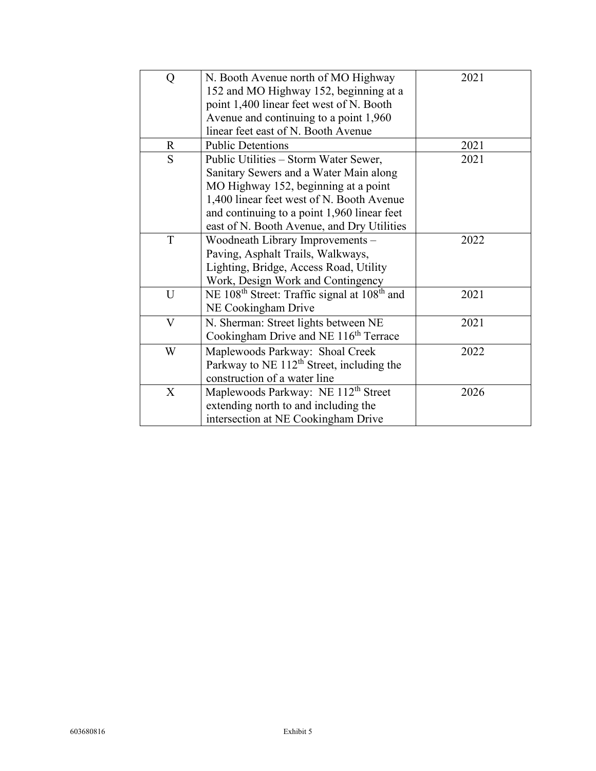| | | |
|---|---|---|
| Q | N. Booth Avenue north of MO Highway 152 and MO Highway 152, beginning at a point 1,400 linear feet west of N. Booth Avenue and continuing to a point 1,960 linear feet east of N. Booth Avenue | 2021 |
| R | Public Detentions | 2021 |
| S | Public Utilities – Storm Water Sewer, Sanitary Sewers and a Water Main along MO Highway 152, beginning at a point 1,400 linear feet west of N. Booth Avenue and continuing to a point 1,960 linear feet east of N. Booth Avenue, and Dry Utilities | 2021 |
| T | Woodneath Library Improvements – Paving, Asphalt Trails, Walkways, Lighting, Bridge, Access Road, Utility Work, Design Work and Contingency | 2022 |
| U | NE 108th Street: Traffic signal at 108th and NE Cookingham Drive | 2021 |
| V | N. Sherman: Street lights between NE Cookingham Drive and NE 116th Terrace | 2021 |
| W | Maplewoods Parkway: Shoal Creek Parkway to NE 112th Street, including the construction of a water line | 2022 |
| X | Maplewoods Parkway: NE 112th Street extending north to and including the intersection at NE Cookingham Drive | 2026 |

603680816 Exhibit 5